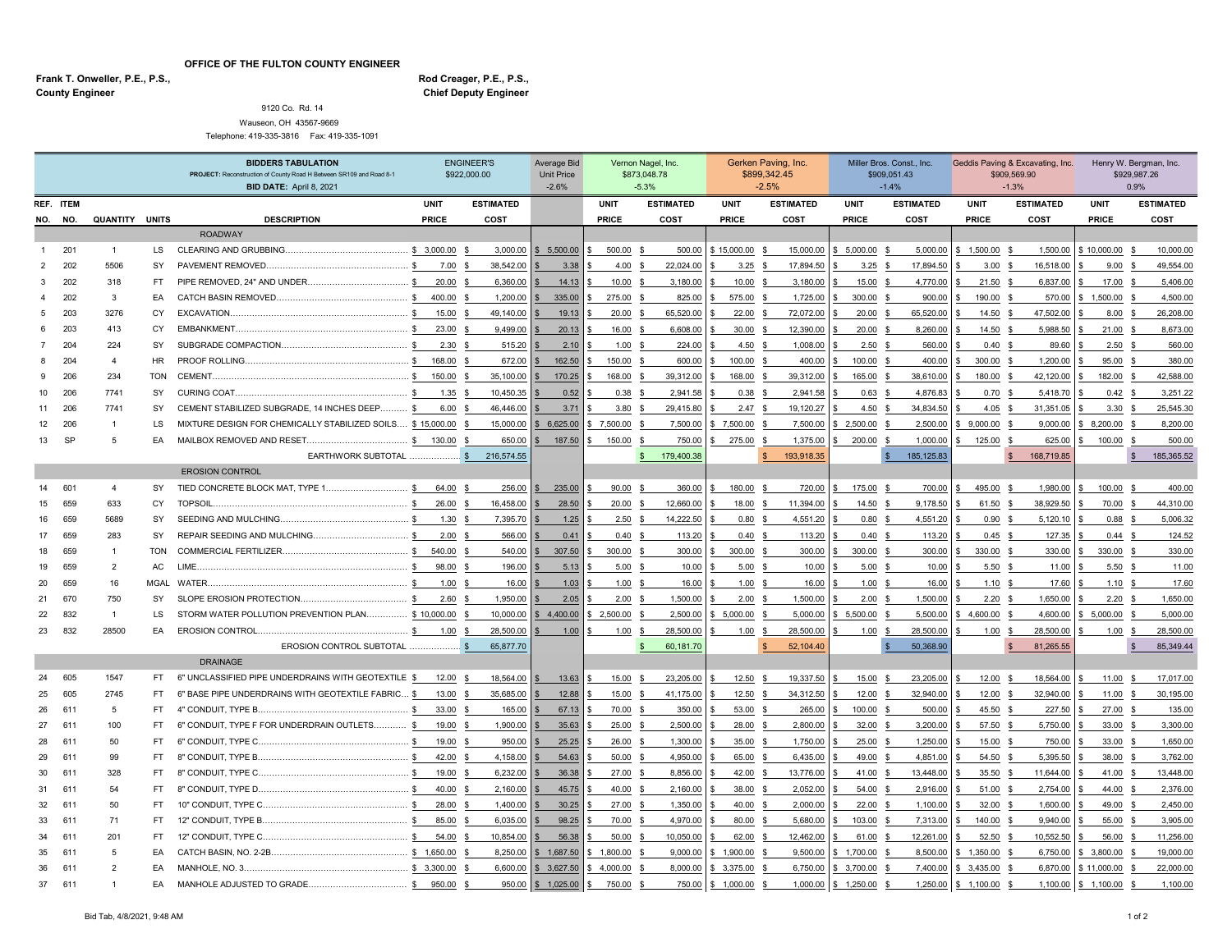**OFFICE OF THE FULTON COUNTY ENGINEER**

**Frank T. Onweller, P.E., P.S.,**
**County Engineer**

**Rod Creager, P.E., P.S.,**
**Chief Deputy Engineer**

9120 Co. Rd. 14
Wauseon, OH 43567-9669
Telephone: 419-335-3816 Fax: 419-335-1091

**BIDDERS TABULATION**
**PROJECT:** Reconstruction of County Road H Between SR109 and Road 8-1
**BID DATE:** April 8, 2021

| REF. NO. | ITEM NO. | QUANTITY | UNITS | DESCRIPTION | ENGINEER'S $922,000.00 UNIT PRICE | ENGINEER'S ESTIMATED COST | Average Bid Unit Price -2.6% | Vernon Nagel, Inc. $873,048.78 -5.3% UNIT PRICE | Vernon Nagel, Inc. ESTIMATED COST | Gerken Paving, Inc. $899,342.45 -2.5% UNIT PRICE | Gerken Paving, Inc. ESTIMATED COST | Miller Bros. Const., Inc. $909,051.43 -1.4% UNIT PRICE | Miller Bros. Const., Inc. ESTIMATED COST | Geddis Paving & Excavating, Inc. $909,569.90 -1.3% UNIT PRICE | Geddis Paving & Excavating, Inc. ESTIMATED COST | Henry W. Bergman, Inc. $929,987.26 0.9% UNIT PRICE | Henry W. Bergman, Inc. ESTIMATED COST |
|---|---|---|---|---|---|---|---|---|---|---|---|---|---|---|---|---|---|
| | | | | **ROADWAY** | | | | | | | | | | | | | |
| 1 | 201 | 1 | LS | CLEARING AND GRUBBING | $ 3,000.00 | $ 3,000.00 | $ 5,500.00 | $ 500.00 | $ 500.00 | $ 15,000.00 | $ 15,000.00 | $ 5,000.00 | $ 5,000.00 | $ 1,500.00 | $ 1,500.00 | $ 10,000.00 | $ 10,000.00 |
| 2 | 202 | 5506 | SY | PAVEMENT REMOVED | $ 7.00 | $ 38,542.00 | $ 3.38 | $ 4.00 | $ 22,024.00 | $ 3.25 | $ 17,894.50 | $ 3.25 | $ 17,894.50 | $ 3.00 | $ 16,518.00 | $ 9.00 | $ 49,554.00 |
| 3 | 202 | 318 | FT | PIPE REMOVED, 24" AND UNDER | $ 20.00 | $ 6,360.00 | $ 14.13 | $ 10.00 | $ 3,180.00 | $ 10.00 | $ 3,180.00 | $ 15.00 | $ 4,770.00 | $ 21.50 | $ 6,837.00 | $ 17.00 | $ 5,406.00 |
| 4 | 202 | 3 | EA | CATCH BASIN REMOVED | $ 400.00 | $ 1,200.00 | $ 335.00 | $ 275.00 | $ 825.00 | $ 575.00 | $ 1,725.00 | $ 300.00 | $ 900.00 | $ 190.00 | $ 570.00 | $ 1,500.00 | $ 4,500.00 |
| 5 | 203 | 3276 | CY | EXCAVATION | $ 15.00 | $ 49,140.00 | $ 19.13 | $ 20.00 | $ 65,520.00 | $ 22.00 | $ 72,072.00 | $ 20.00 | $ 65,520.00 | $ 14.50 | $ 47,502.00 | $ 8.00 | $ 26,208.00 |
| 6 | 203 | 413 | CY | EMBANKMENT | $ 23.00 | $ 9,499.00 | $ 20.13 | $ 16.00 | $ 6,608.00 | $ 30.00 | $ 12,390.00 | $ 20.00 | $ 8,260.00 | $ 14.50 | $ 5,988.50 | $ 21.00 | $ 8,673.00 |
| 7 | 204 | 224 | SY | SUBGRADE COMPACTION | $ 2.30 | $ 515.20 | $ 2.10 | $ 1.00 | $ 224.00 | $ 4.50 | $ 1,008.00 | $ 2.50 | $ 560.00 | $ 0.40 | $ 89.60 | $ 2.50 | $ 560.00 |
| 8 | 204 | 4 | HR | PROOF ROLLING | $ 168.00 | $ 672.00 | $ 162.50 | $ 150.00 | $ 600.00 | $ 100.00 | $ 400.00 | $ 100.00 | $ 400.00 | $ 300.00 | $ 1,200.00 | $ 95.00 | $ 380.00 |
| 9 | 206 | 234 | TON | CEMENT | $ 150.00 | $ 35,100.00 | $ 170.25 | $ 168.00 | $ 39,312.00 | $ 168.00 | $ 39,312.00 | $ 165.00 | $ 38,610.00 | $ 180.00 | $ 42,120.00 | $ 182.00 | $ 42,588.00 |
| 10 | 206 | 7741 | SY | CURING COAT | $ 1.35 | $ 10,450.35 | $ 0.52 | $ 0.38 | $ 2,941.58 | $ 0.38 | $ 2,941.58 | $ 0.63 | $ 4,876.83 | $ 0.70 | $ 5,418.70 | $ 0.42 | $ 3,251.22 |
| 11 | 206 | 7741 | SY | CEMENT STABILIZED SUBGRADE, 14 INCHES DEEP | $ 6.00 | $ 46,446.00 | $ 3.71 | $ 3.80 | $ 29,415.80 | $ 2.47 | $ 19,120.27 | $ 4.50 | $ 34,834.50 | $ 4.05 | $ 31,351.05 | $ 3.30 | $ 25,545.30 |
| 12 | 206 | 1 | LS | MIXTURE DESIGN FOR CHEMICALLY STABILIZED SOILS | $ 15,000.00 | $ 15,000.00 | $ 6,625.00 | $ 7,500.00 | $ 7,500.00 | $ 7,500.00 | $ 7,500.00 | $ 2,500.00 | $ 2,500.00 | $ 9,000.00 | $ 9,000.00 | $ 8,200.00 | $ 8,200.00 |
| 13 | SP | 5 | EA | MAILBOX REMOVED AND RESET | $ 130.00 | $ 650.00 | $ 187.50 | $ 150.00 | $ 750.00 | $ 275.00 | $ 1,375.00 | $ 200.00 | $ 1,000.00 | $ 125.00 | $ 625.00 | $ 100.00 | $ 500.00 |
| | | | | EARTHWORK SUBTOTAL | | $ 216,574.55 | | | $ 179,400.38 | | $ 193,918.35 | | $ 185,125.83 | | $ 168,719.85 | | $ 185,365.52 |
| | | | | **EROSION CONTROL** | | | | | | | | | | | | | |
| 14 | 601 | 4 | SY | TIED CONCRETE BLOCK MAT, TYPE 1 | $ 64.00 | $ 256.00 | $ 235.00 | $ 90.00 | $ 360.00 | $ 180.00 | $ 720.00 | $ 175.00 | $ 700.00 | $ 495.00 | $ 1,980.00 | $ 100.00 | $ 400.00 |
| 15 | 659 | 633 | CY | TOPSOIL | $ 26.00 | $ 16,458.00 | $ 28.50 | $ 20.00 | $ 12,660.00 | $ 18.00 | $ 11,394.00 | $ 14.50 | $ 9,178.50 | $ 61.50 | $ 38,929.50 | $ 70.00 | $ 44,310.00 |
| 16 | 659 | 5689 | SY | SEEDING AND MULCHING | $ 1.30 | $ 7,395.70 | $ 1.25 | $ 2.50 | $ 14,222.50 | $ 0.80 | $ 4,551.20 | $ 0.80 | $ 4,551.20 | $ 0.90 | $ 5,120.10 | $ 0.88 | $ 5,006.32 |
| 17 | 659 | 283 | SY | REPAIR SEEDING AND MULCHING | $ 2.00 | $ 566.00 | $ 0.41 | $ 0.40 | $ 113.20 | $ 0.40 | $ 113.20 | $ 0.40 | $ 113.20 | $ 0.45 | $ 127.35 | $ 0.44 | $ 124.52 |
| 18 | 659 | 1 | TON | COMMERCIAL FERTILIZER | $ 540.00 | $ 540.00 | $ 307.50 | $ 300.00 | $ 300.00 | $ 300.00 | $ 300.00 | $ 300.00 | $ 300.00 | $ 330.00 | $ 330.00 | $ 330.00 | $ 330.00 |
| 19 | 659 | 2 | AC | LIME | $ 98.00 | $ 196.00 | $ 5.13 | $ 5.00 | $ 10.00 | $ 5.00 | $ 10.00 | $ 5.00 | $ 10.00 | $ 5.50 | $ 11.00 | $ 5.50 | $ 11.00 |
| 20 | 659 | 16 | MGAL | WATER | $ 1.00 | $ 16.00 | $ 1.03 | $ 1.00 | $ 16.00 | $ 1.00 | $ 16.00 | $ 1.00 | $ 16.00 | $ 1.10 | $ 17.60 | $ 1.10 | $ 17.60 |
| 21 | 670 | 750 | SY | SLOPE EROSION PROTECTION | $ 2.60 | $ 1,950.00 | $ 2.05 | $ 2.00 | $ 1,500.00 | $ 2.00 | $ 1,500.00 | $ 2.00 | $ 1,500.00 | $ 2.20 | $ 1,650.00 | $ 2.20 | $ 1,650.00 |
| 22 | 832 | 1 | LS | STORM WATER POLLUTION PREVENTION PLAN | $ 10,000.00 | $ 10,000.00 | $ 4,400.00 | $ 2,500.00 | $ 2,500.00 | $ 5,000.00 | $ 5,000.00 | $ 5,500.00 | $ 5,500.00 | $ 4,600.00 | $ 4,600.00 | $ 5,000.00 | $ 5,000.00 |
| 23 | 832 | 28500 | EA | EROSION CONTROL | $ 1.00 | $ 28,500.00 | $ 1.00 | $ 1.00 | $ 28,500.00 | $ 1.00 | $ 28,500.00 | $ 1.00 | $ 28,500.00 | $ 1.00 | $ 28,500.00 | $ 1.00 | $ 28,500.00 |
| | | | | EROSION CONTROL SUBTOTAL | | $ 65,877.70 | | | $ 60,181.70 | | $ 52,104.40 | | $ 50,368.90 | | $ 81,265.55 | | $ 85,349.44 |
| | | | | **DRAINAGE** | | | | | | | | | | | | | |
| 24 | 605 | 1547 | FT | 6" UNCLASSIFIED PIPE UNDERDRAINS WITH GEOTEXTILE | $ 12.00 | $ 18,564.00 | $ 13.63 | $ 15.00 | $ 23,205.00 | $ 12.50 | $ 19,337.50 | $ 15.00 | $ 23,205.00 | $ 12.00 | $ 18,564.00 | $ 11.00 | $ 17,017.00 |
| 25 | 605 | 2745 | FT | 6" BASE PIPE UNDERDRAINS WITH GEOTEXTILE FABRIC | $ 13.00 | $ 35,685.00 | $ 12.88 | $ 15.00 | $ 41,175.00 | $ 12.50 | $ 34,312.50 | $ 12.00 | $ 32,940.00 | $ 12.00 | $ 32,940.00 | $ 11.00 | $ 30,195.00 |
| 26 | 611 | 5 | FT | 4" CONDUIT, TYPE B | $ 33.00 | $ 165.00 | $ 67.13 | $ 70.00 | $ 350.00 | $ 53.00 | $ 265.00 | $ 100.00 | $ 500.00 | $ 45.50 | $ 227.50 | $ 27.00 | $ 135.00 |
| 27 | 611 | 100 | FT | 6" CONDUIT, TYPE F FOR UNDERDRAIN OUTLETS | $ 19.00 | $ 1,900.00 | $ 35.63 | $ 25.00 | $ 2,500.00 | $ 28.00 | $ 2,800.00 | $ 32.00 | $ 3,200.00 | $ 57.50 | $ 5,750.00 | $ 33.00 | $ 3,300.00 |
| 28 | 611 | 50 | FT | 6" CONDUIT, TYPE C | $ 19.00 | $ 950.00 | $ 25.25 | $ 26.00 | $ 1,300.00 | $ 35.00 | $ 1,750.00 | $ 25.00 | $ 1,250.00 | $ 15.00 | $ 750.00 | $ 33.00 | $ 1,650.00 |
| 29 | 611 | 99 | FT | 8" CONDUIT, TYPE B | $ 42.00 | $ 4,158.00 | $ 54.63 | $ 50.00 | $ 4,950.00 | $ 65.00 | $ 6,435.00 | $ 49.00 | $ 4,851.00 | $ 54.50 | $ 5,395.50 | $ 38.00 | $ 3,762.00 |
| 30 | 611 | 328 | FT | 8" CONDUIT, TYPE C | $ 19.00 | $ 6,232.00 | $ 36.38 | $ 27.00 | $ 8,856.00 | $ 42.00 | $ 13,776.00 | $ 41.00 | $ 13,448.00 | $ 35.50 | $ 11,644.00 | $ 41.00 | $ 13,448.00 |
| 31 | 611 | 54 | FT | 8" CONDUIT, TYPE D | $ 40.00 | $ 2,160.00 | $ 45.75 | $ 40.00 | $ 2,160.00 | $ 38.00 | $ 2,052.00 | $ 54.00 | $ 2,916.00 | $ 51.00 | $ 2,754.00 | $ 44.00 | $ 2,376.00 |
| 32 | 611 | 50 | FT | 10" CONDUIT, TYPE C | $ 28.00 | $ 1,400.00 | $ 30.25 | $ 27.00 | $ 1,350.00 | $ 40.00 | $ 2,000.00 | $ 22.00 | $ 1,100.00 | $ 32.00 | $ 1,600.00 | $ 49.00 | $ 2,450.00 |
| 33 | 611 | 71 | FT | 12" CONDUIT, TYPE B | $ 85.00 | $ 6,035.00 | $ 98.25 | $ 70.00 | $ 4,970.00 | $ 80.00 | $ 5,680.00 | $ 103.00 | $ 7,313.00 | $ 140.00 | $ 9,940.00 | $ 55.00 | $ 3,905.00 |
| 34 | 611 | 201 | FT | 12" CONDUIT, TYPE C | $ 54.00 | $ 10,854.00 | $ 56.38 | $ 50.00 | $ 10,050.00 | $ 62.00 | $ 12,462.00 | $ 61.00 | $ 12,261.00 | $ 52.50 | $ 10,552.50 | $ 56.00 | $ 11,256.00 |
| 35 | 611 | 5 | EA | CATCH BASIN, NO. 2-2B | $ 1,650.00 | $ 8,250.00 | $ 1,687.50 | $ 1,800.00 | $ 9,000.00 | $ 1,900.00 | $ 9,500.00 | $ 1,700.00 | $ 8,500.00 | $ 1,350.00 | $ 6,750.00 | $ 3,800.00 | $ 19,000.00 |
| 36 | 611 | 2 | EA | MANHOLE, NO. 3 | $ 3,300.00 | $ 6,600.00 | $ 3,627.50 | $ 4,000.00 | $ 8,000.00 | $ 3,375.00 | $ 6,750.00 | $ 3,700.00 | $ 7,400.00 | $ 3,435.00 | $ 6,870.00 | $ 11,000.00 | $ 22,000.00 |
| 37 | 611 | 1 | EA | MANHOLE ADJUSTED TO GRADE | $ 950.00 | $ 950.00 | $ 1,025.00 | $ 750.00 | $ 750.00 | $ 1,000.00 | $ 1,000.00 | $ 1,250.00 | $ 1,250.00 | $ 1,100.00 | $ 1,100.00 | $ 1,100.00 | $ 1,100.00 |

Bid Tab, 4/8/2021, 9:48 AM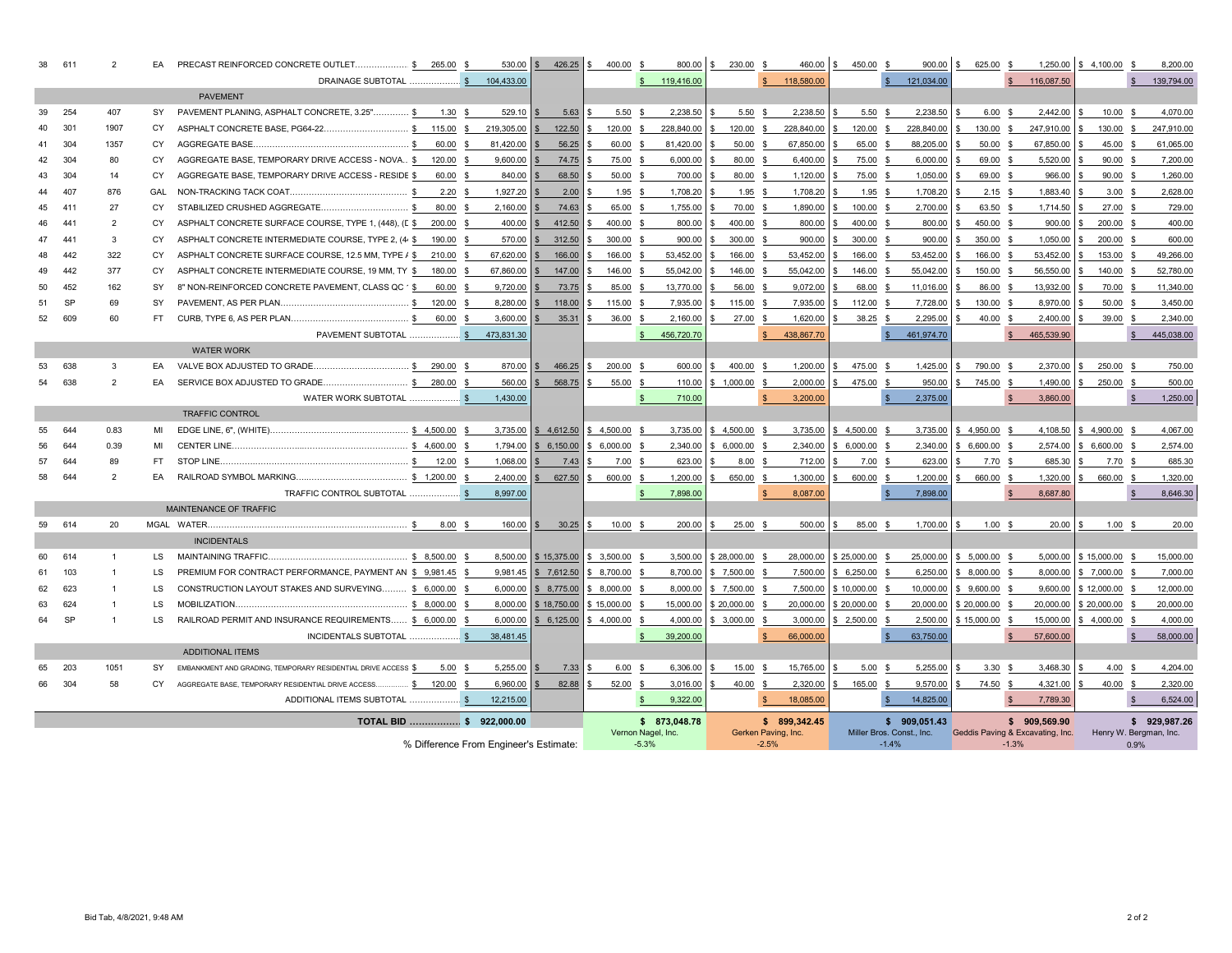| | | | | | | | | | | | | | | | | | | | |
|---|---|---|---|---|---|---|---|---|---|---|---|---|---|---|---|---|---|---|---|
| 38 | 611 | 2 | EA | PRECAST REINFORCED CONCRETE OUTLET.................. | $ 265.00 | $ 530.00 | $ 426.25 | $ 400.00 | $ 800.00 | $ 230.00 | $ 460.00 | $ 450.00 | $ 900.00 | $ 625.00 | $ 1,250.00 | $ 4,100.00 | $ 8,200.00 |
| | | | | DRAINAGE SUBTOTAL .................. | | $ 104,433.00 | | | $ 119,416.00 | | $ 118,580.00 | | $ 121,034.00 | | $ 116,087.50 | | $ 139,794.00 |
| | | | | PAVEMENT | | | | | | | | | | | | | |
| 39 | 254 | 407 | SY | PAVEMENT PLANING, ASPHALT CONCRETE, 3.25"............ | $ 1.30 | $ 529.10 | $ 5.63 | $ 5.50 | $ 2,238.50 | $ 5.50 | $ 2,238.50 | $ 5.50 | $ 2,238.50 | $ 6.00 | $ 2,442.00 | $ 10.00 | $ 4,070.00 |
| 40 | 301 | 1907 | CY | ASPHALT CONCRETE BASE, PG64-22............................... | $ 115.00 | $ 219,305.00 | $ 122.50 | $ 120.00 | $ 228,840.00 | $ 120.00 | $ 228,840.00 | $ 120.00 | $ 228,840.00 | $ 130.00 | $ 247,910.00 | $ 130.00 | $ 247,910.00 |
| 41 | 304 | 1357 | CY | AGGREGATE BASE.......................................................... | $ 60.00 | $ 81,420.00 | $ 56.25 | $ 60.00 | $ 81,420.00 | $ 50.00 | $ 67,850.00 | $ 65.00 | $ 88,205.00 | $ 50.00 | $ 67,850.00 | $ 45.00 | $ 61,065.00 |
| 42 | 304 | 80 | CY | AGGREGATE BASE, TEMPORARY DRIVE ACCESS - NOVA.. | $ 120.00 | $ 9,600.00 | $ 74.75 | $ 75.00 | $ 6,000.00 | $ 80.00 | $ 6,400.00 | $ 75.00 | $ 6,000.00 | $ 69.00 | $ 5,520.00 | $ 90.00 | $ 7,200.00 |
| 43 | 304 | 14 | CY | AGGREGATE BASE, TEMPORARY DRIVE ACCESS - RESIDE | $ 60.00 | $ 840.00 | $ 68.50 | $ 50.00 | $ 700.00 | $ 80.00 | $ 1,120.00 | $ 75.00 | $ 1,050.00 | $ 69.00 | $ 966.00 | $ 90.00 | $ 1,260.00 |
| 44 | 407 | 876 | GAL | NON-TRACKING TACK COAT........................................... | $ 2.20 | $ 1,927.20 | $ 2.00 | $ 1.95 | $ 1,708.20 | $ 1.95 | $ 1,708.20 | $ 1.95 | $ 1,708.20 | $ 2.15 | $ 1,883.40 | $ 3.00 | $ 2,628.00 |
| 45 | 411 | 27 | CY | STABILIZED CRUSHED AGGREGATE................................ | $ 80.00 | $ 2,160.00 | $ 74.63 | $ 65.00 | $ 1,755.00 | $ 70.00 | $ 1,890.00 | $ 100.00 | $ 2,700.00 | $ 63.50 | $ 1,714.50 | $ 27.00 | $ 729.00 |
| 46 | 441 | 2 | CY | ASPHALT CONCRETE SURFACE COURSE, TYPE 1, (448), (D | $ 200.00 | $ 400.00 | $ 412.50 | $ 400.00 | $ 800.00 | $ 400.00 | $ 800.00 | $ 400.00 | $ 800.00 | $ 450.00 | $ 900.00 | $ 200.00 | $ 400.00 |
| 47 | 441 | 3 | CY | ASPHALT CONCRETE INTERMEDIATE COURSE, TYPE 2, (4 | $ 190.00 | $ 570.00 | $ 312.50 | $ 300.00 | $ 900.00 | $ 300.00 | $ 900.00 | $ 300.00 | $ 900.00 | $ 350.00 | $ 1,050.00 | $ 200.00 | $ 600.00 |
| 48 | 442 | 322 | CY | ASPHALT CONCRETE SURFACE COURSE, 12.5 MM, TYPE A | $ 210.00 | $ 67,620.00 | $ 166.00 | $ 166.00 | $ 53,452.00 | $ 166.00 | $ 53,452.00 | $ 166.00 | $ 53,452.00 | $ 166.00 | $ 53,452.00 | $ 153.00 | $ 49,266.00 |
| 49 | 442 | 377 | CY | ASPHALT CONCRETE INTERMEDIATE COURSE, 19 MM, TY | $ 180.00 | $ 67,860.00 | $ 147.00 | $ 146.00 | $ 55,042.00 | $ 146.00 | $ 55,042.00 | $ 146.00 | $ 55,042.00 | $ 150.00 | $ 56,550.00 | $ 140.00 | $ 52,780.00 |
| 50 | 452 | 162 | SY | 8" NON-REINFORCED CONCRETE PAVEMENT, CLASS QC 1 | $ 60.00 | $ 9,720.00 | $ 73.75 | $ 85.00 | $ 13,770.00 | $ 56.00 | $ 9,072.00 | $ 68.00 | $ 11,016.00 | $ 86.00 | $ 13,932.00 | $ 70.00 | $ 11,340.00 |
| 51 | SP | 69 | SY | PAVEMENT, AS PER PLAN............................................... | $ 120.00 | $ 8,280.00 | $ 118.00 | $ 115.00 | $ 7,935.00 | $ 115.00 | $ 7,935.00 | $ 112.00 | $ 7,728.00 | $ 130.00 | $ 8,970.00 | $ 50.00 | $ 3,450.00 |
| 52 | 609 | 60 | FT | CURB, TYPE 6, AS PER PLAN........................................... | $ 60.00 | $ 3,600.00 | $ 35.31 | $ 36.00 | $ 2,160.00 | $ 27.00 | $ 1,620.00 | $ 38.25 | $ 2,295.00 | $ 40.00 | $ 2,400.00 | $ 39.00 | $ 2,340.00 |
| | | | | PAVEMENT SUBTOTAL .................. | | $ 473,831.30 | | | $ 456,720.70 | | $ 438,867.70 | | $ 461,974.70 | | $ 465,539.90 | | $ 445,038.00 |
| | | | | WATER WORK | | | | | | | | | | | | | |
| 53 | 638 | 3 | EA | VALVE BOX ADJUSTED TO GRADE.................................. | $ 290.00 | $ 870.00 | $ 466.25 | $ 200.00 | $ 600.00 | $ 400.00 | $ 1,200.00 | $ 475.00 | $ 1,425.00 | $ 790.00 | $ 2,370.00 | $ 250.00 | $ 750.00 |
| 54 | 638 | 2 | EA | SERVICE BOX ADJUSTED TO GRADE.............................. | $ 280.00 | $ 560.00 | $ 568.75 | $ 55.00 | $ 110.00 | $ 1,000.00 | $ 2,000.00 | $ 475.00 | $ 950.00 | $ 745.00 | $ 1,490.00 | $ 250.00 | $ 500.00 |
| | | | | WATER WORK SUBTOTAL .................. | | $ 1,430.00 | | | $ 710.00 | | $ 3,200.00 | | $ 2,375.00 | | $ 3,860.00 | | $ 1,250.00 |
| | | | | TRAFFIC CONTROL | | | | | | | | | | | | | |
| 55 | 644 | 0.83 | MI | EDGE LINE, 6", (WHITE).................................................. | $ 4,500.00 | $ 3,735.00 | $ 4,612.50 | $ 4,500.00 | $ 3,735.00 | $ 4,500.00 | $ 3,735.00 | $ 4,500.00 | $ 3,735.00 | $ 4,950.00 | $ 4,108.50 | $ 4,900.00 | $ 4,067.00 |
| 56 | 644 | 0.39 | MI | CENTER LINE................................................................... | $ 4,600.00 | $ 1,794.00 | $ 6,150.00 | $ 6,000.00 | $ 2,340.00 | $ 6,000.00 | $ 2,340.00 | $ 6,000.00 | $ 2,340.00 | $ 6,600.00 | $ 2,574.00 | $ 6,600.00 | $ 2,574.00 |
| 57 | 644 | 89 | FT | STOP LINE..................................................................... | $ 12.00 | $ 1,068.00 | $ 7.43 | $ 7.00 | $ 623.00 | $ 8.00 | $ 712.00 | $ 7.00 | $ 623.00 | $ 7.70 | $ 685.30 | $ 7.70 | $ 685.30 |
| 58 | 644 | 2 | EA | RAILROAD SYMBOL MARKING......................................... | $ 1,200.00 | $ 2,400.00 | $ 627.50 | $ 600.00 | $ 1,200.00 | $ 650.00 | $ 1,300.00 | $ 600.00 | $ 1,200.00 | $ 660.00 | $ 1,320.00 | $ 660.00 | $ 1,320.00 |
| | | | | TRAFFIC CONTROL SUBTOTAL .................. | | $ 8,997.00 | | | $ 7,898.00 | | $ 8,087.00 | | $ 7,898.00 | | $ 8,687.80 | | $ 8,646.30 |
| | | | | MAINTENANCE OF TRAFFIC | | | | | | | | | | | | | |
| 59 | 614 | 20 | MGAL | WATER........................................................................... | $ 8.00 | $ 160.00 | $ 30.25 | $ 10.00 | $ 200.00 | $ 25.00 | $ 500.00 | $ 85.00 | $ 1,700.00 | $ 1.00 | $ 20.00 | $ 1.00 | $ 20.00 |
| | | | | INCIDENTALS | | | | | | | | | | | | | |
| 60 | 614 | 1 | LS | MAINTAINING TRAFFIC................................................... | $ 8,500.00 | $ 8,500.00 | $ 15,375.00 | $ 3,500.00 | $ 3,500.00 | $ 28,000.00 | $ 28,000.00 | $ 25,000.00 | $ 25,000.00 | $ 5,000.00 | $ 5,000.00 | $ 15,000.00 | $ 15,000.00 |
| 61 | 103 | 1 | LS | PREMIUM FOR CONTRACT PERFORMANCE, PAYMENT AN | $ 9,981.45 | $ 9,981.45 | $ 7,612.50 | $ 8,700.00 | $ 8,700.00 | $ 7,500.00 | $ 7,500.00 | $ 6,250.00 | $ 6,250.00 | $ 8,000.00 | $ 8,000.00 | $ 7,000.00 | $ 7,000.00 |
| 62 | 623 | 1 | LS | CONSTRUCTION LAYOUT STAKES AND SURVEYING......... | $ 6,000.00 | $ 6,000.00 | $ 8,775.00 | $ 8,000.00 | $ 8,000.00 | $ 7,500.00 | $ 7,500.00 | $ 10,000.00 | $ 10,000.00 | $ 9,600.00 | $ 9,600.00 | $ 12,000.00 | $ 12,000.00 |
| 63 | 624 | 1 | LS | MOBILIZATION................................................................. | $ 8,000.00 | $ 8,000.00 | $ 18,750.00 | $ 15,000.00 | $ 15,000.00 | $ 20,000.00 | $ 20,000.00 | $ 20,000.00 | $ 20,000.00 | $ 20,000.00 | $ 20,000.00 | $ 20,000.00 | $ 20,000.00 |
| 64 | SP | 1 | LS | RAILROAD PERMIT AND INSURANCE REQUIREMENTS...... | $ 6,000.00 | $ 6,000.00 | $ 6,125.00 | $ 4,000.00 | $ 4,000.00 | $ 3,000.00 | $ 3,000.00 | $ 2,500.00 | $ 2,500.00 | $ 15,000.00 | $ 15,000.00 | $ 4,000.00 | $ 4,000.00 |
| | | | | INCIDENTALS SUBTOTAL .................. | | $ 38,481.45 | | | $ 39,200.00 | | $ 66,000.00 | | $ 63,750.00 | | $ 57,600.00 | | $ 58,000.00 |
| | | | | ADDITIONAL ITEMS | | | | | | | | | | | | | |
| 65 | 203 | 1051 | SY | EMBANKMENT AND GRADING, TEMPORARY RESIDENTIAL DRIVE ACCESS | $ 5.00 | $ 5,255.00 | $ 7.33 | $ 6.00 | $ 6,306.00 | $ 15.00 | $ 15,765.00 | $ 5.00 | $ 5,255.00 | $ 3.30 | $ 3,468.30 | $ 4.00 | $ 4,204.00 |
| 66 | 304 | 58 | CY | AGGREGATE BASE, TEMPORARY RESIDENTIAL DRIVE ACCESS.............. | $ 120.00 | $ 6,960.00 | $ 82.88 | $ 52.00 | $ 3,016.00 | $ 40.00 | $ 2,320.00 | $ 165.00 | $ 9,570.00 | $ 74.50 | $ 4,321.00 | $ 40.00 | $ 2,320.00 |
| | | | | ADDITIONAL ITEMS SUBTOTAL .................. | | $ 12,215.00 | | | $ 9,322.00 | | $ 18,085.00 | | $ 14,825.00 | | $ 7,789.30 | | $ 6,524.00 |
| | | | | **TOTAL BID ................** | | **$ 922,000.00** | | | **$ 873,048.78** | | **$ 899,342.45** | | **$ 909,051.43** | | **$ 909,569.90** | | **$ 929,987.26** |
| | | | | | | | | Vernon Nagel, Inc. | | Gerken Paving, Inc. | | Miller Bros. Const., Inc. | | Geddis Paving & Excavating, Inc. | | Henry W. Bergman, Inc. | |
| | | | | % Difference From Engineer's Estimate: | | | | | -5.3% | | -2.5% | | -1.4% | | -1.3% | | 0.9% |

Bid Tab, 4/8/2021, 9:48 AM